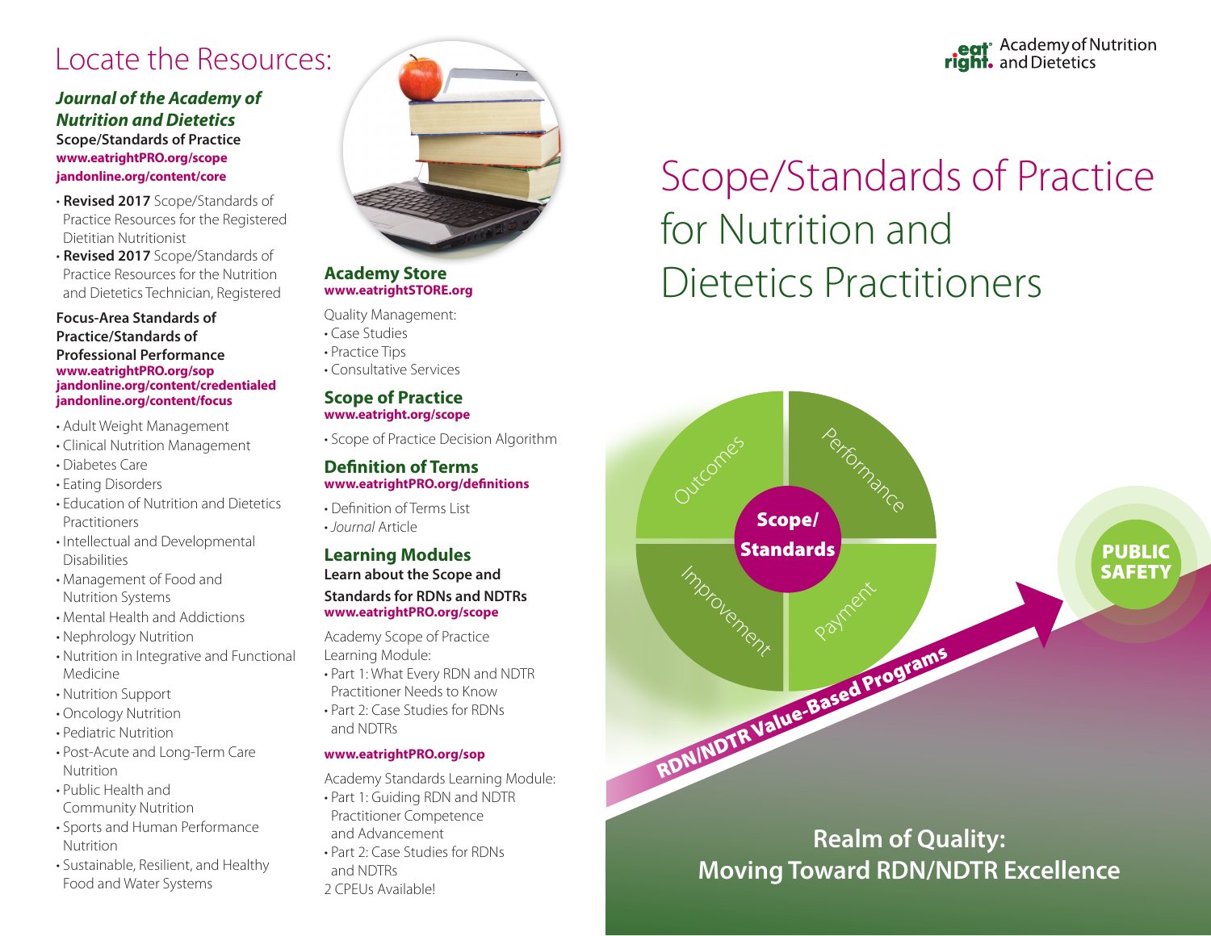# Locate the Resources:

***Journal of the Academy of Nutrition and Dietetics***

**Scope/Standards of Practice**
**www.eatrightPRO.org/scope**
**jandonline.org/content/core**

- **Revised 2017** Scope/Standards of Practice Resources for the Registered Dietitian Nutritionist
- **Revised 2017** Scope/Standards of Practice Resources for the Nutrition and Dietetics Technician, Registered

**Focus-Area Standards of Practice/Standards of Professional Performance**
**www.eatrightPRO.org/sop**
**jandonline.org/content/credentialed**
**jandonline.org/content/focus**

- Adult Weight Management
- Clinical Nutrition Management
- Diabetes Care
- Eating Disorders
- Education of Nutrition and Dietetics Practitioners
- Intellectual and Developmental Disabilities
- Management of Food and Nutrition Systems
- Mental Health and Addictions
- Nephrology Nutrition
- Nutrition in Integrative and Functional Medicine
- Nutrition Support
- Oncology Nutrition
- Pediatric Nutrition
- Post-Acute and Long-Term Care Nutrition
- Public Health and Community Nutrition
- Sports and Human Performance Nutrition
- Sustainable, Resilient, and Healthy Food and Water Systems

## Academy Store
**www.eatrightSTORE.org**

Quality Management:
- Case Studies
- Practice Tips
- Consultative Services

## Scope of Practice
**www.eatright.org/scope**

- Scope of Practice Decision Algorithm

## Definition of Terms
**www.eatrightPRO.org/definitions**

- Definition of Terms List
- *Journal* Article

## Learning Modules
**Learn about the Scope and Standards for RDNs and NDTRs**
**www.eatrightPRO.org/scope**

Academy Scope of Practice Learning Module:
- Part 1: What Every RDN and NDTR Practitioner Needs to Know
- Part 2: Case Studies for RDNs and NDTRs

**www.eatrightPRO.org/sop**

Academy Standards Learning Module:
- Part 1: Guiding RDN and NDTR Practitioner Competence and Advancement
- Part 2: Case Studies for RDNs and NDTRs

2 CPEUs Available!

eat right. Academy of Nutrition and Dietetics

# Scope/Standards of Practice for Nutrition and Dietetics Practitioners

Outcomes | Performance | Improvement | Payment — Scope/Standards

RDN/NDTR Value-Based Programs → PUBLIC SAFETY

## Realm of Quality: Moving Toward RDN/NDTR Excellence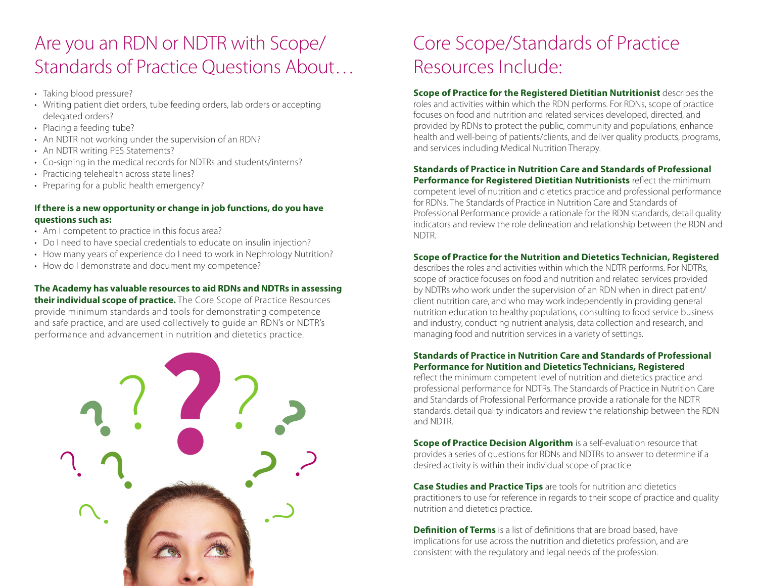# Are you an RDN or NDTR with Scope/ Standards of Practice Questions About…

- Taking blood pressure?
- Writing patient diet orders, tube feeding orders, lab orders or accepting delegated orders?
- Placing a feeding tube?
- An NDTR not working under the supervision of an RDN?
- An NDTR writing PES Statements?
- Co-signing in the medical records for NDTRs and students/interns?
- Practicing telehealth across state lines?
- Preparing for a public health emergency?

**If there is a new opportunity or change in job functions, do you have questions such as:**

- Am I competent to practice in this focus area?
- Do I need to have special credentials to educate on insulin injection?
- How many years of experience do I need to work in Nephrology Nutrition?
- How do I demonstrate and document my competence?

**The Academy has valuable resources to aid RDNs and NDTRs in assessing their individual scope of practice.** The Core Scope of Practice Resources provide minimum standards and tools for demonstrating competence and safe practice, and are used collectively to guide an RDN's or NDTR's performance and advancement in nutrition and dietetics practice.

# Core Scope/Standards of Practice Resources Include:

**Scope of Practice for the Registered Dietitian Nutritionist** describes the roles and activities within which the RDN performs. For RDNs, scope of practice focuses on food and nutrition and related services developed, directed, and provided by RDNs to protect the public, community and populations, enhance health and well-being of patients/clients, and deliver quality products, programs, and services including Medical Nutrition Therapy.

**Standards of Practice in Nutrition Care and Standards of Professional Performance for Registered Dietitian Nutritionists** reflect the minimum competent level of nutrition and dietetics practice and professional performance for RDNs. The Standards of Practice in Nutrition Care and Standards of Professional Performance provide a rationale for the RDN standards, detail quality indicators and review the role delineation and relationship between the RDN and NDTR.

**Scope of Practice for the Nutrition and Dietetics Technician, Registered** describes the roles and activities within which the NDTR performs. For NDTRs, scope of practice focuses on food and nutrition and related services provided by NDTRs who work under the supervision of an RDN when in direct patient/client nutrition care, and who may work independently in providing general nutrition education to healthy populations, consulting to food service business and industry, conducting nutrient analysis, data collection and research, and managing food and nutrition services in a variety of settings.

**Standards of Practice in Nutrition Care and Standards of Professional Performance for Nutition and Dietetics Technicians, Registered** reflect the minimum competent level of nutrition and dietetics practice and professional performance for NDTRs. The Standards of Practice in Nutrition Care and Standards of Professional Performance provide a rationale for the NDTR standards, detail quality indicators and review the relationship between the RDN and NDTR.

**Scope of Practice Decision Algorithm** is a self-evaluation resource that provides a series of questions for RDNs and NDTRs to answer to determine if a desired activity is within their individual scope of practice.

**Case Studies and Practice Tips** are tools for nutrition and dietetics practitioners to use for reference in regards to their scope of practice and quality nutrition and dietetics practice.

**Definition of Terms** is a list of definitions that are broad based, have implications for use across the nutrition and dietetics profession, and are consistent with the regulatory and legal needs of the profession.